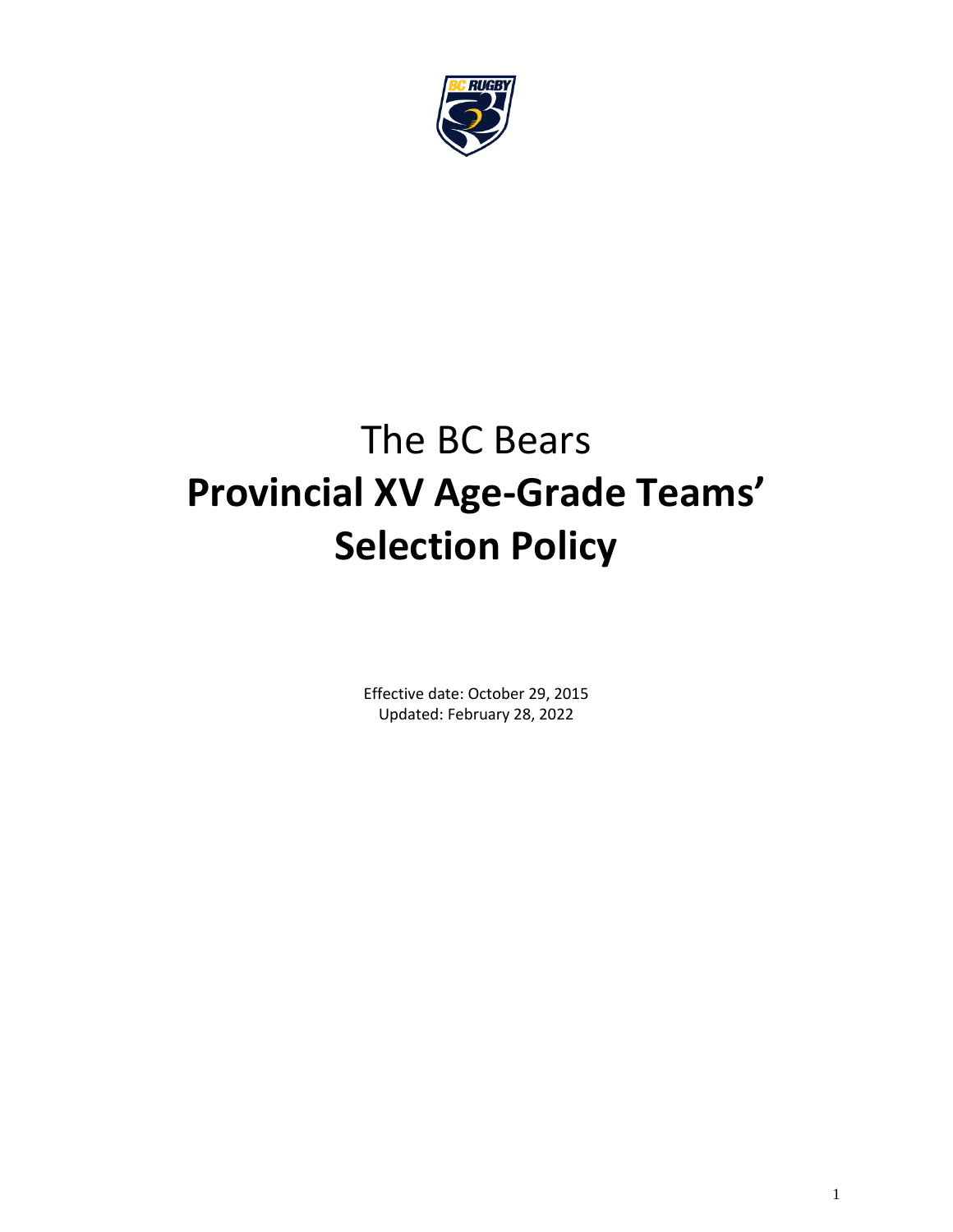# The BC Bears

# Provincial XV Age-Grade Teams' Selection Policy

Effective date: October 29, 2015
Updated: February 28, 2022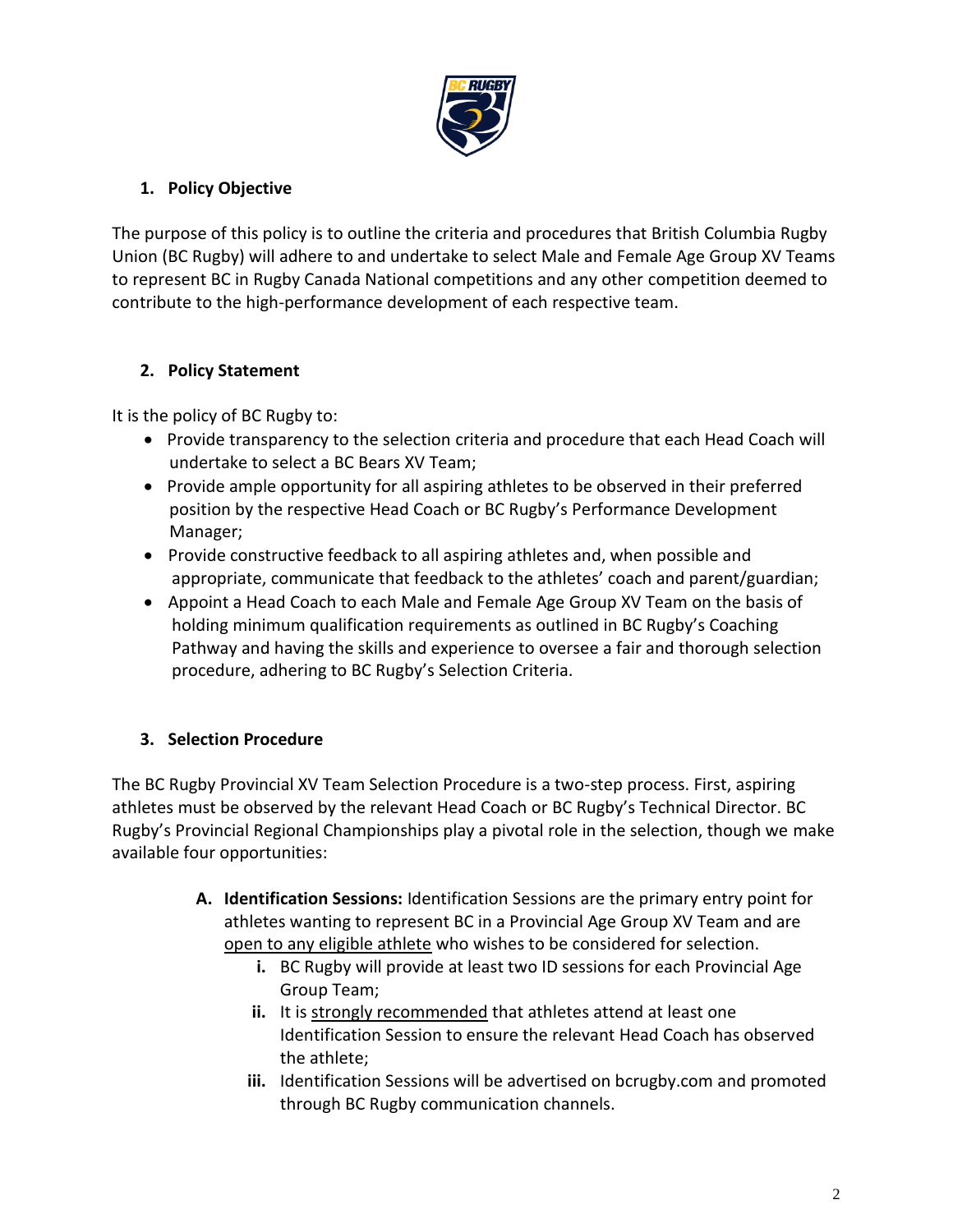## 1. Policy Objective

The purpose of this policy is to outline the criteria and procedures that British Columbia Rugby Union (BC Rugby) will adhere to and undertake to select Male and Female Age Group XV Teams to represent BC in Rugby Canada National competitions and any other competition deemed to contribute to the high-performance development of each respective team.

## 2. Policy Statement

It is the policy of BC Rugby to:

- Provide transparency to the selection criteria and procedure that each Head Coach will undertake to select a BC Bears XV Team;
- Provide ample opportunity for all aspiring athletes to be observed in their preferred position by the respective Head Coach or BC Rugby's Performance Development Manager;
- Provide constructive feedback to all aspiring athletes and, when possible and appropriate, communicate that feedback to the athletes' coach and parent/guardian;
- Appoint a Head Coach to each Male and Female Age Group XV Team on the basis of holding minimum qualification requirements as outlined in BC Rugby's Coaching Pathway and having the skills and experience to oversee a fair and thorough selection procedure, adhering to BC Rugby's Selection Criteria.

## 3. Selection Procedure

The BC Rugby Provincial XV Team Selection Procedure is a two-step process. First, aspiring athletes must be observed by the relevant Head Coach or BC Rugby's Technical Director. BC Rugby's Provincial Regional Championships play a pivotal role in the selection, though we make available four opportunities:

- **A. Identification Sessions:** Identification Sessions are the primary entry point for athletes wanting to represent BC in a Provincial Age Group XV Team and are open to any eligible athlete who wishes to be considered for selection.
  - **i.** BC Rugby will provide at least two ID sessions for each Provincial Age Group Team;
  - **ii.** It is strongly recommended that athletes attend at least one Identification Session to ensure the relevant Head Coach has observed the athlete;
  - **iii.** Identification Sessions will be advertised on bcrugby.com and promoted through BC Rugby communication channels.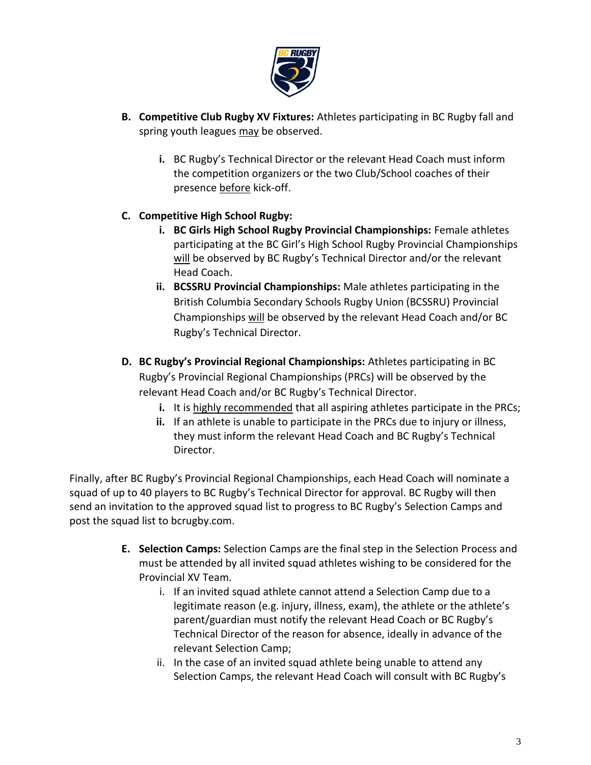**B. Competitive Club Rugby XV Fixtures:** Athletes participating in BC Rugby fall and spring youth leagues <u>may</u> be observed.

   **i.** BC Rugby's Technical Director or the relevant Head Coach must inform the competition organizers or the two Club/School coaches of their presence <u>before</u> kick-off.

**C. Competitive High School Rugby:**

   **i. BC Girls High School Rugby Provincial Championships:** Female athletes participating at the BC Girl's High School Rugby Provincial Championships <u>will</u> be observed by BC Rugby's Technical Director and/or the relevant Head Coach.

   **ii. BCSSRU Provincial Championships:** Male athletes participating in the British Columbia Secondary Schools Rugby Union (BCSSRU) Provincial Championships <u>will</u> be observed by the relevant Head Coach and/or BC Rugby's Technical Director.

**D. BC Rugby's Provincial Regional Championships:** Athletes participating in BC Rugby's Provincial Regional Championships (PRCs) will be observed by the relevant Head Coach and/or BC Rugby's Technical Director.

   **i.** It is <u>highly recommended</u> that all aspiring athletes participate in the PRCs;

   **ii.** If an athlete is unable to participate in the PRCs due to injury or illness, they must inform the relevant Head Coach and BC Rugby's Technical Director.

Finally, after BC Rugby's Provincial Regional Championships, each Head Coach will nominate a squad of up to 40 players to BC Rugby's Technical Director for approval. BC Rugby will then send an invitation to the approved squad list to progress to BC Rugby's Selection Camps and post the squad list to bcrugby.com.

**E. Selection Camps:** Selection Camps are the final step in the Selection Process and must be attended by all invited squad athletes wishing to be considered for the Provincial XV Team.

   i. If an invited squad athlete cannot attend a Selection Camp due to a legitimate reason (e.g. injury, illness, exam), the athlete or the athlete's parent/guardian must notify the relevant Head Coach or BC Rugby's Technical Director of the reason for absence, ideally in advance of the relevant Selection Camp;

   ii. In the case of an invited squad athlete being unable to attend any Selection Camps, the relevant Head Coach will consult with BC Rugby's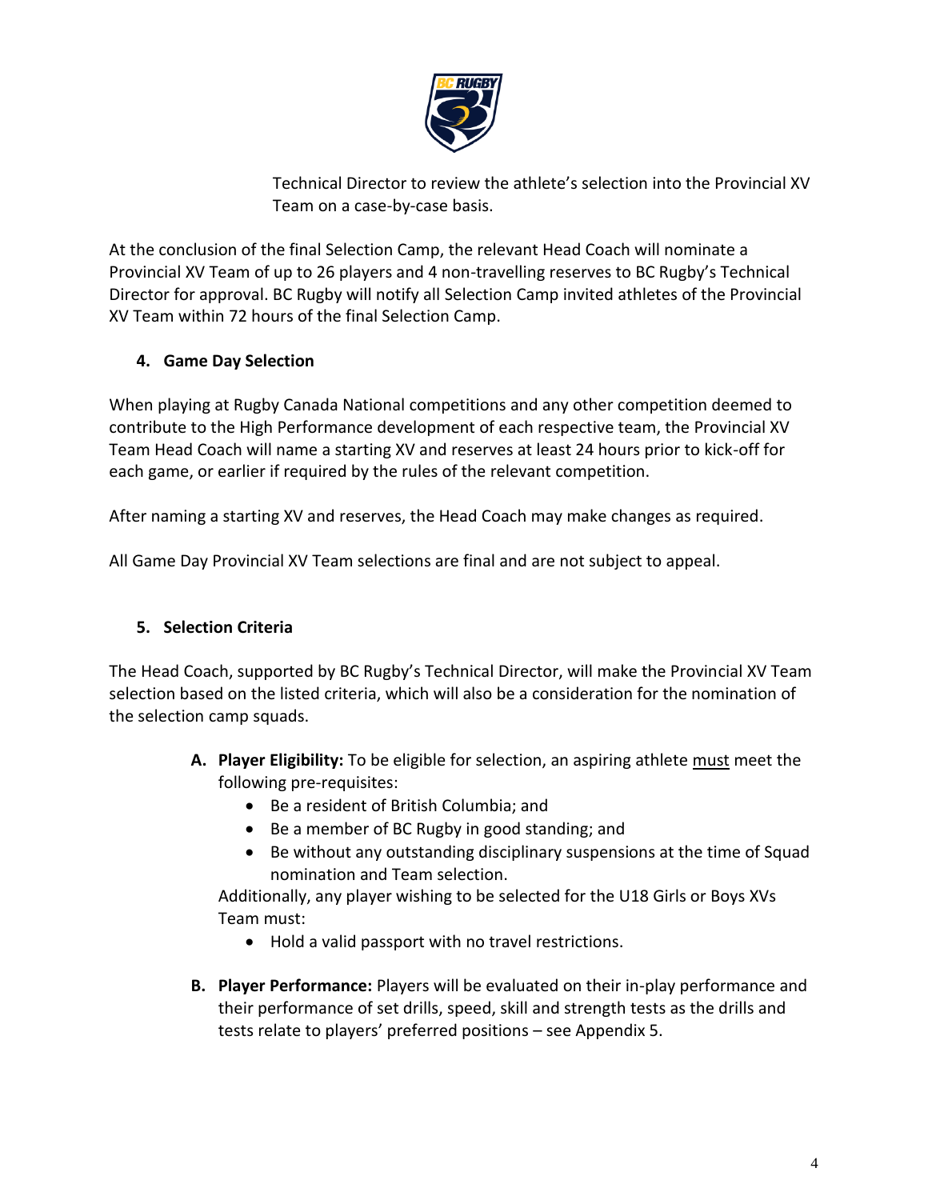Technical Director to review the athlete's selection into the Provincial XV Team on a case-by-case basis.

At the conclusion of the final Selection Camp, the relevant Head Coach will nominate a Provincial XV Team of up to 26 players and 4 non-travelling reserves to BC Rugby's Technical Director for approval. BC Rugby will notify all Selection Camp invited athletes of the Provincial XV Team within 72 hours of the final Selection Camp.

## 4. Game Day Selection

When playing at Rugby Canada National competitions and any other competition deemed to contribute to the High Performance development of each respective team, the Provincial XV Team Head Coach will name a starting XV and reserves at least 24 hours prior to kick-off for each game, or earlier if required by the rules of the relevant competition.

After naming a starting XV and reserves, the Head Coach may make changes as required.

All Game Day Provincial XV Team selections are final and are not subject to appeal.

## 5. Selection Criteria

The Head Coach, supported by BC Rugby's Technical Director, will make the Provincial XV Team selection based on the listed criteria, which will also be a consideration for the nomination of the selection camp squads.

A. **Player Eligibility:** To be eligible for selection, an aspiring athlete <u>must</u> meet the following pre-requisites:
   - Be a resident of British Columbia; and
   - Be a member of BC Rugby in good standing; and
   - Be without any outstanding disciplinary suspensions at the time of Squad nomination and Team selection.

   Additionally, any player wishing to be selected for the U18 Girls or Boys XVs Team must:
   - Hold a valid passport with no travel restrictions.

B. **Player Performance:** Players will be evaluated on their in-play performance and their performance of set drills, speed, skill and strength tests as the drills and tests relate to players' preferred positions – see Appendix 5.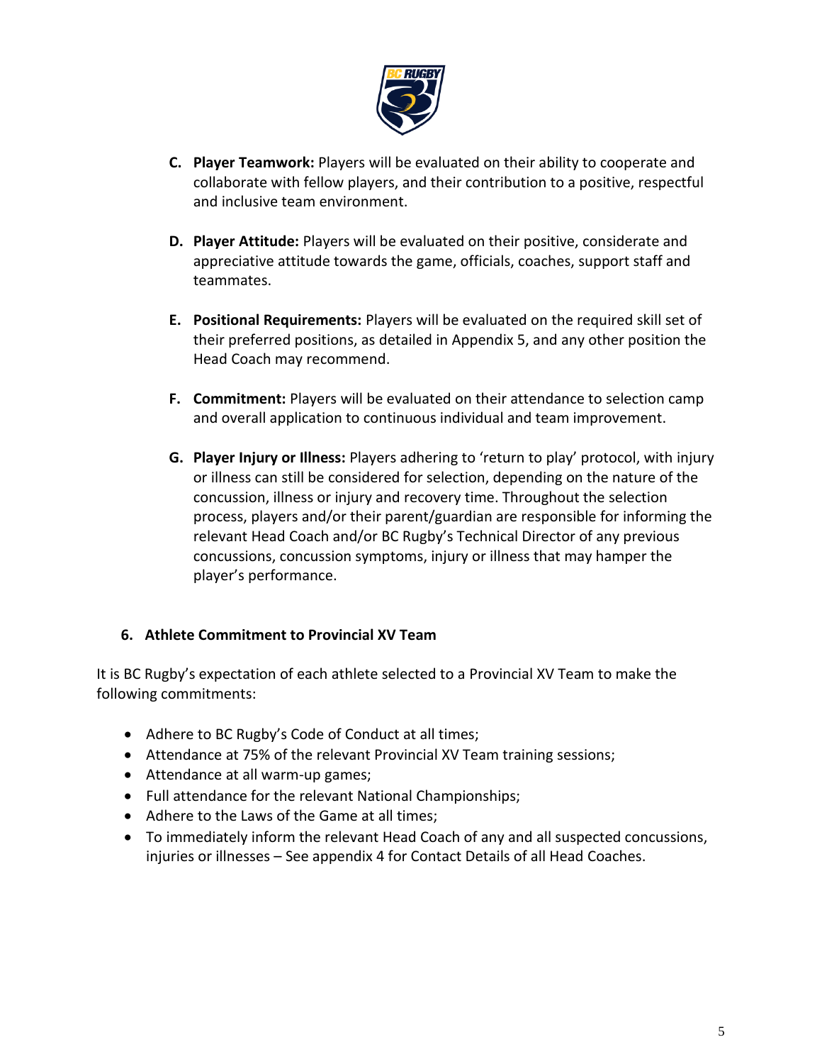C. **Player Teamwork:** Players will be evaluated on their ability to cooperate and collaborate with fellow players, and their contribution to a positive, respectful and inclusive team environment.

D. **Player Attitude:** Players will be evaluated on their positive, considerate and appreciative attitude towards the game, officials, coaches, support staff and teammates.

E. **Positional Requirements:** Players will be evaluated on the required skill set of their preferred positions, as detailed in Appendix 5, and any other position the Head Coach may recommend.

F. **Commitment:** Players will be evaluated on their attendance to selection camp and overall application to continuous individual and team improvement.

G. **Player Injury or Illness:** Players adhering to 'return to play' protocol, with injury or illness can still be considered for selection, depending on the nature of the concussion, illness or injury and recovery time. Throughout the selection process, players and/or their parent/guardian are responsible for informing the relevant Head Coach and/or BC Rugby's Technical Director of any previous concussions, concussion symptoms, injury or illness that may hamper the player's performance.

## 6. Athlete Commitment to Provincial XV Team

It is BC Rugby's expectation of each athlete selected to a Provincial XV Team to make the following commitments:

- Adhere to BC Rugby's Code of Conduct at all times;
- Attendance at 75% of the relevant Provincial XV Team training sessions;
- Attendance at all warm-up games;
- Full attendance for the relevant National Championships;
- Adhere to the Laws of the Game at all times;
- To immediately inform the relevant Head Coach of any and all suspected concussions, injuries or illnesses – See appendix 4 for Contact Details of all Head Coaches.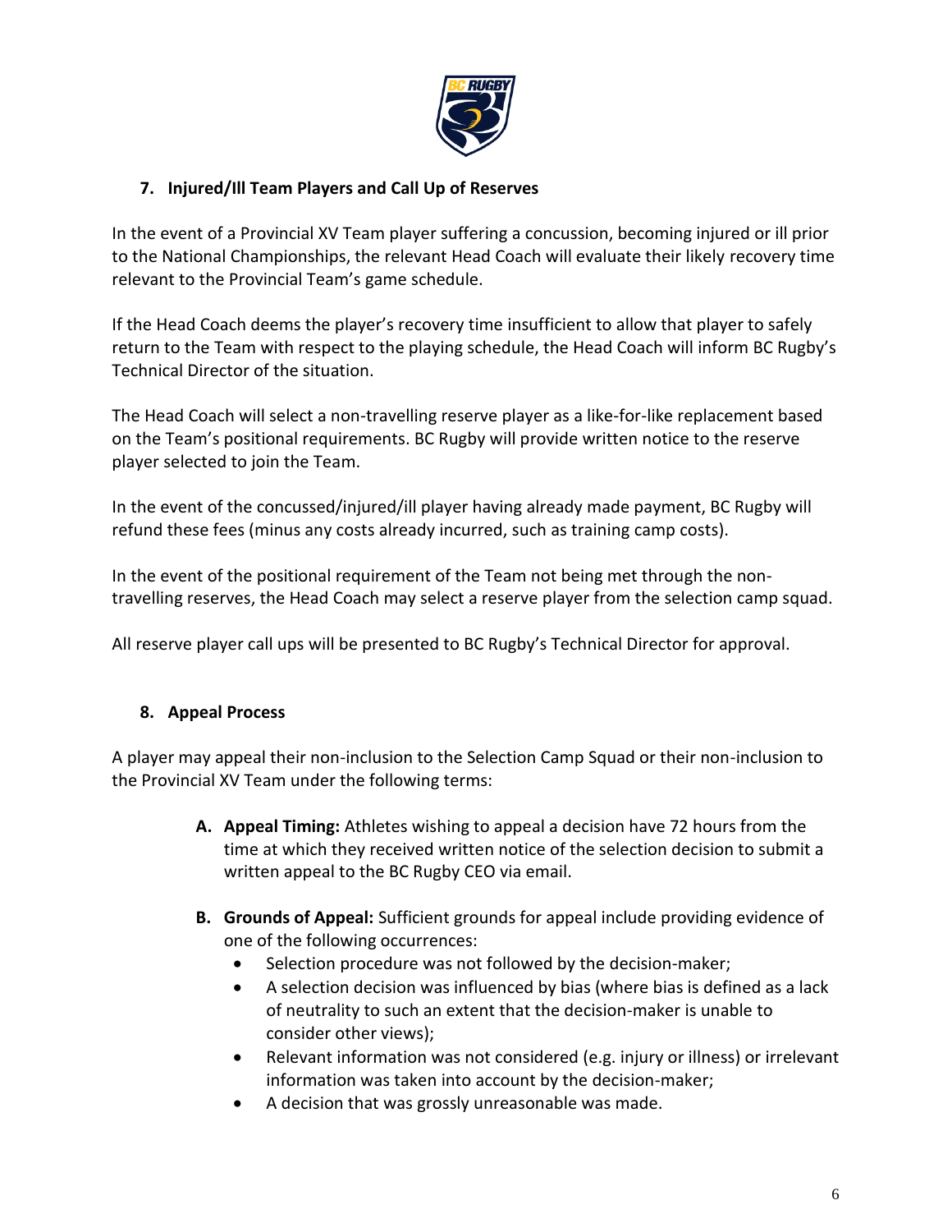## 7. Injured/Ill Team Players and Call Up of Reserves

In the event of a Provincial XV Team player suffering a concussion, becoming injured or ill prior to the National Championships, the relevant Head Coach will evaluate their likely recovery time relevant to the Provincial Team's game schedule.

If the Head Coach deems the player's recovery time insufficient to allow that player to safely return to the Team with respect to the playing schedule, the Head Coach will inform BC Rugby's Technical Director of the situation.

The Head Coach will select a non-travelling reserve player as a like-for-like replacement based on the Team's positional requirements. BC Rugby will provide written notice to the reserve player selected to join the Team.

In the event of the concussed/injured/ill player having already made payment, BC Rugby will refund these fees (minus any costs already incurred, such as training camp costs).

In the event of the positional requirement of the Team not being met through the non-travelling reserves, the Head Coach may select a reserve player from the selection camp squad.

All reserve player call ups will be presented to BC Rugby's Technical Director for approval.

## 8. Appeal Process

A player may appeal their non-inclusion to the Selection Camp Squad or their non-inclusion to the Provincial XV Team under the following terms:

**A. Appeal Timing:** Athletes wishing to appeal a decision have 72 hours from the time at which they received written notice of the selection decision to submit a written appeal to the BC Rugby CEO via email.

**B. Grounds of Appeal:** Sufficient grounds for appeal include providing evidence of one of the following occurrences:

- Selection procedure was not followed by the decision-maker;
- A selection decision was influenced by bias (where bias is defined as a lack of neutrality to such an extent that the decision-maker is unable to consider other views);
- Relevant information was not considered (e.g. injury or illness) or irrelevant information was taken into account by the decision-maker;
- A decision that was grossly unreasonable was made.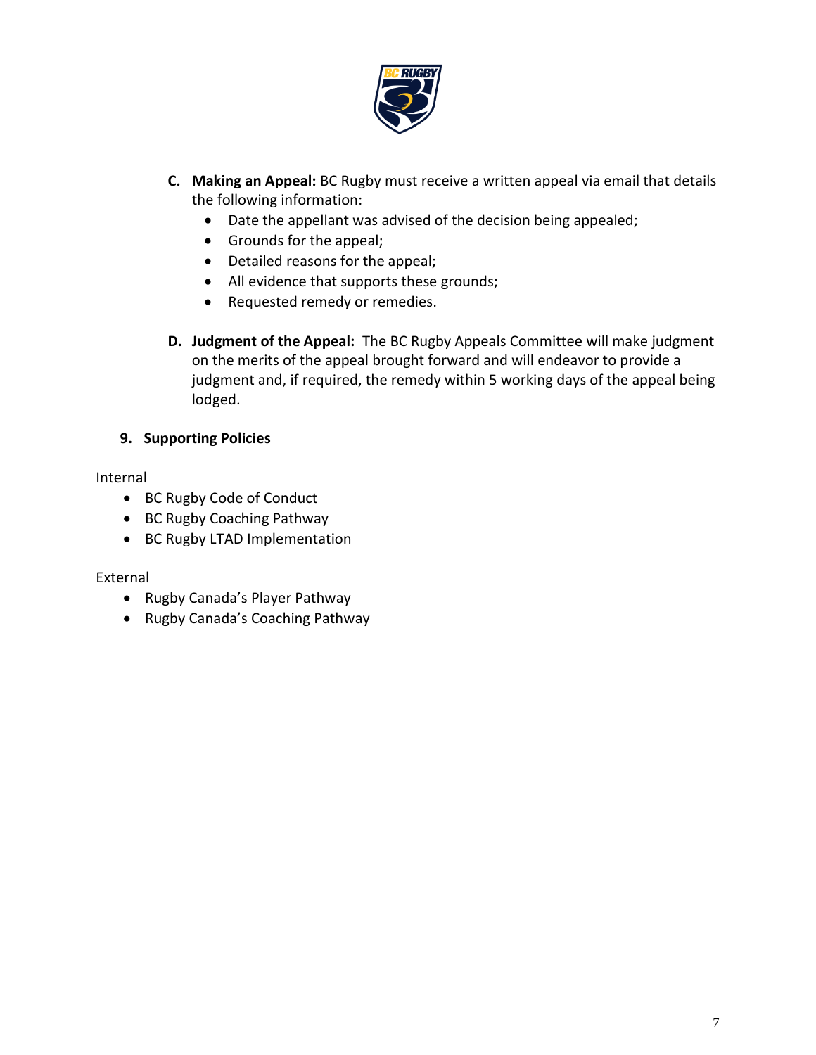C. **Making an Appeal:** BC Rugby must receive a written appeal via email that details the following information:
   - Date the appellant was advised of the decision being appealed;
   - Grounds for the appeal;
   - Detailed reasons for the appeal;
   - All evidence that supports these grounds;
   - Requested remedy or remedies.

D. **Judgment of the Appeal:** The BC Rugby Appeals Committee will make judgment on the merits of the appeal brought forward and will endeavor to provide a judgment and, if required, the remedy within 5 working days of the appeal being lodged.

## 9. Supporting Policies

Internal

- BC Rugby Code of Conduct
- BC Rugby Coaching Pathway
- BC Rugby LTAD Implementation

External

- Rugby Canada's Player Pathway
- Rugby Canada's Coaching Pathway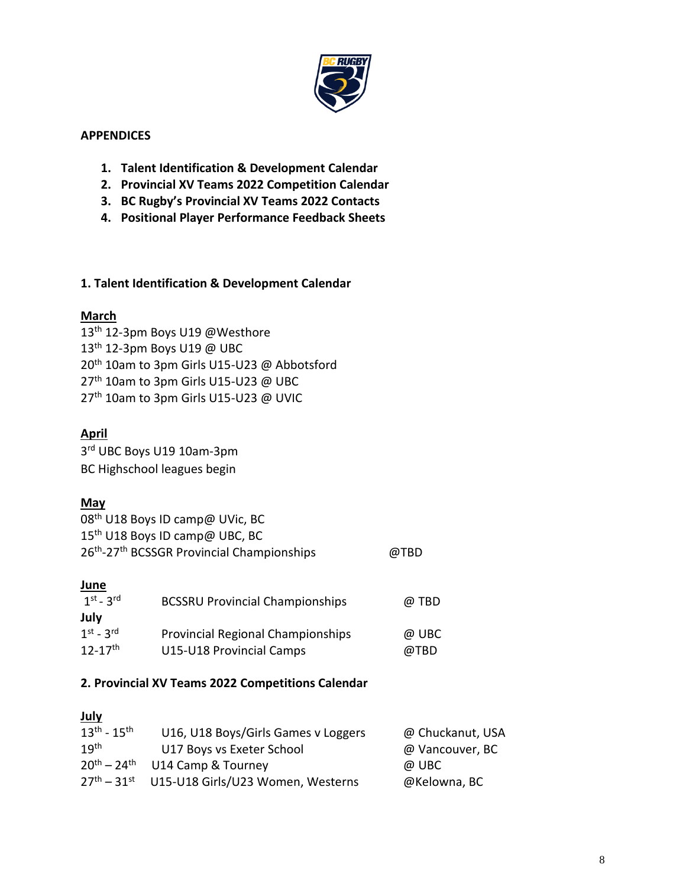**APPENDICES**

1. **Talent Identification & Development Calendar**
2. **Provincial XV Teams 2022 Competition Calendar**
3. **BC Rugby's Provincial XV Teams 2022 Contacts**
4. **Positional Player Performance Feedback Sheets**

## 1. Talent Identification & Development Calendar

**March**

13th 12-3pm Boys U19 @Westhore
13th 12-3pm Boys U19 @ UBC
20th 10am to 3pm Girls U15-U23 @ Abbotsford
27th 10am to 3pm Girls U15-U23 @ UBC
27th 10am to 3pm Girls U15-U23 @ UVIC

**April**

3rd UBC Boys U19 10am-3pm
BC Highschool leagues begin

**May**

08th U18 Boys ID camp@ UVic, BC
15th U18 Boys ID camp@ UBC, BC
26th-27th BCSSGR Provincial Championships @TBD

**June**

| | | |
|---|---|---|
| 1st - 3rd | BCSSRU Provincial Championships | @ TBD |

**July**

| | | |
|---|---|---|
| 1st - 3rd | Provincial Regional Championships | @ UBC |
| 12-17th | U15-U18 Provincial Camps | @TBD |

## 2. Provincial XV Teams 2022 Competitions Calendar

**July**

| | | |
|---|---|---|
| 13th - 15th | U16, U18 Boys/Girls Games v Loggers | @ Chuckanut, USA |
| 19th | U17 Boys vs Exeter School | @ Vancouver, BC |
| 20th – 24th | U14 Camp & Tourney | @ UBC |
| 27th – 31st | U15-U18 Girls/U23 Women, Westerns | @Kelowna, BC |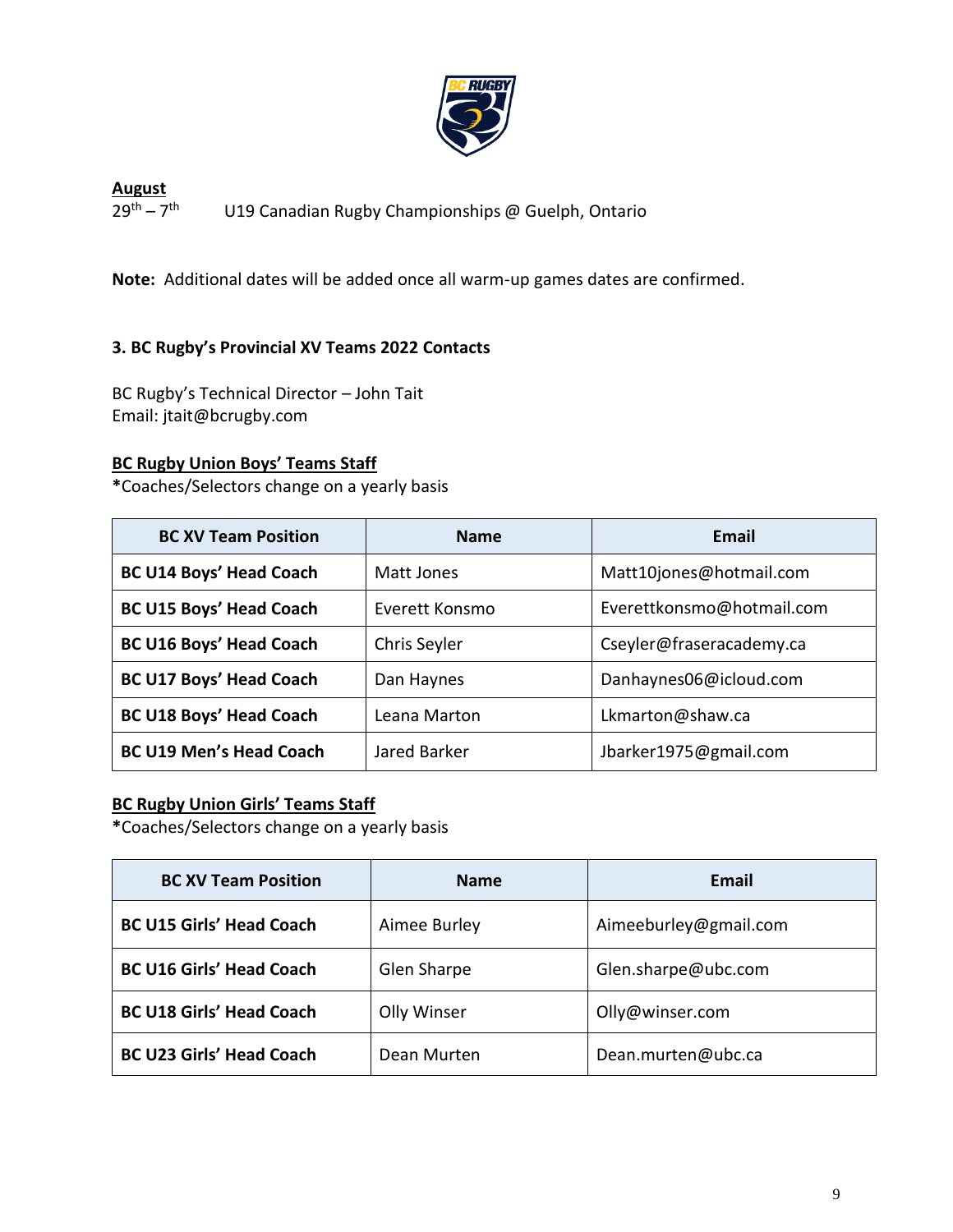**August**

29th – 7th U19 Canadian Rugby Championships @ Guelph, Ontario

**Note:** Additional dates will be added once all warm-up games dates are confirmed.

### 3. BC Rugby's Provincial XV Teams 2022 Contacts

BC Rugby's Technical Director – John Tait
Email: jtait@bcrugby.com

**BC Rugby Union Boys' Teams Staff**

*Coaches/Selectors change on a yearly basis

| BC XV Team Position | Name | Email |
|---|---|---|
| **BC U14 Boys' Head Coach** | Matt Jones | Matt10jones@hotmail.com |
| **BC U15 Boys' Head Coach** | Everett Konsmo | Everettkonsmo@hotmail.com |
| **BC U16 Boys' Head Coach** | Chris Seyler | Cseyler@fraseracademy.ca |
| **BC U17 Boys' Head Coach** | Dan Haynes | Danhaynes06@icloud.com |
| **BC U18 Boys' Head Coach** | Leana Marton | Lkmarton@shaw.ca |
| **BC U19 Men's Head Coach** | Jared Barker | Jbarker1975@gmail.com |

**BC Rugby Union Girls' Teams Staff**

*Coaches/Selectors change on a yearly basis

| BC XV Team Position | Name | Email |
|---|---|---|
| **BC U15 Girls' Head Coach** | Aimee Burley | Aimeeburley@gmail.com |
| **BC U16 Girls' Head Coach** | Glen Sharpe | Glen.sharpe@ubc.com |
| **BC U18 Girls' Head Coach** | Olly Winser | Olly@winser.com |
| **BC U23 Girls' Head Coach** | Dean Murten | Dean.murten@ubc.ca |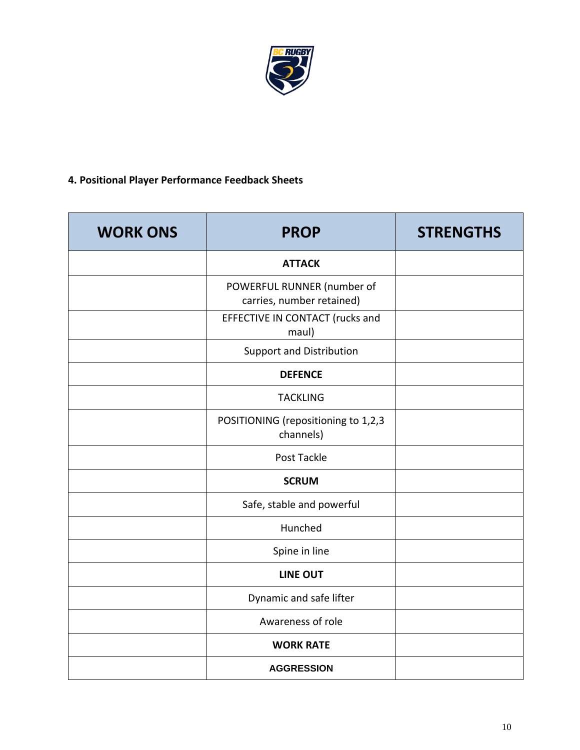### 4. Positional Player Performance Feedback Sheets

| WORK ONS | PROP | STRENGTHS |
| --- | --- | --- |
| | **ATTACK** | |
| | POWERFUL RUNNER (number of carries, number retained) | |
| | EFFECTIVE IN CONTACT (rucks and maul) | |
| | Support and Distribution | |
| | **DEFENCE** | |
| | TACKLING | |
| | POSITIONING (repositioning to 1,2,3 channels) | |
| | Post Tackle | |
| | **SCRUM** | |
| | Safe, stable and powerful | |
| | Hunched | |
| | Spine in line | |
| | **LINE OUT** | |
| | Dynamic and safe lifter | |
| | Awareness of role | |
| | **WORK RATE** | |
| | **AGGRESSION** | |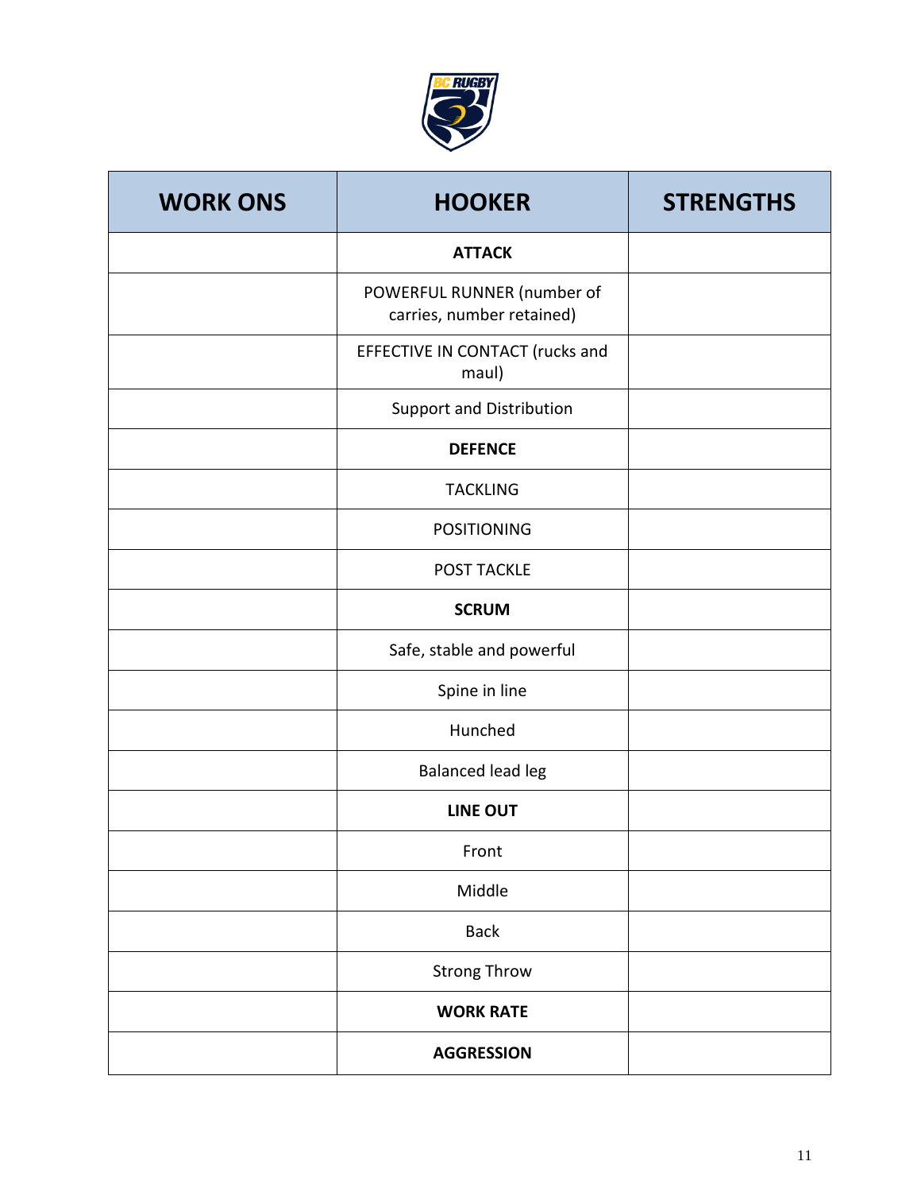| WORK ONS | HOOKER | STRENGTHS |
|---|---|---|
| | **ATTACK** | |
| | POWERFUL RUNNER (number of carries, number retained) | |
| | EFFECTIVE IN CONTACT (rucks and maul) | |
| | Support and Distribution | |
| | **DEFENCE** | |
| | TACKLING | |
| | POSITIONING | |
| | POST TACKLE | |
| | **SCRUM** | |
| | Safe, stable and powerful | |
| | Spine in line | |
| | Hunched | |
| | Balanced lead leg | |
| | **LINE OUT** | |
| | Front | |
| | Middle | |
| | Back | |
| | Strong Throw | |
| | **WORK RATE** | |
| | **AGGRESSION** | |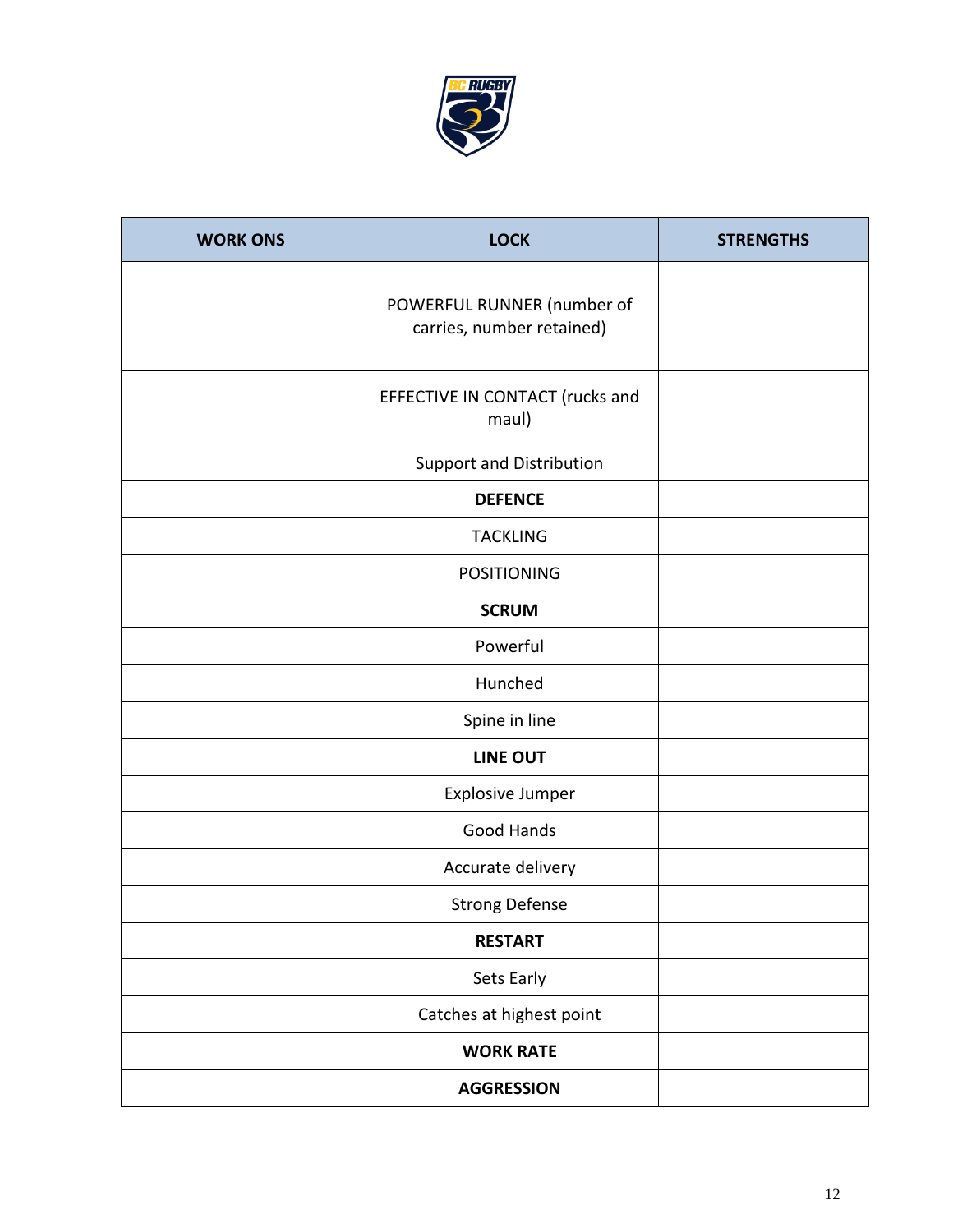| WORK ONS | LOCK | STRENGTHS |
|---|---|---|
| | POWERFUL RUNNER (number of carries, number retained) | |
| | EFFECTIVE IN CONTACT (rucks and maul) | |
| | Support and Distribution | |
| | **DEFENCE** | |
| | TACKLING | |
| | POSITIONING | |
| | **SCRUM** | |
| | Powerful | |
| | Hunched | |
| | Spine in line | |
| | **LINE OUT** | |
| | Explosive Jumper | |
| | Good Hands | |
| | Accurate delivery | |
| | Strong Defense | |
| | **RESTART** | |
| | Sets Early | |
| | Catches at highest point | |
| | **WORK RATE** | |
| | **AGGRESSION** | |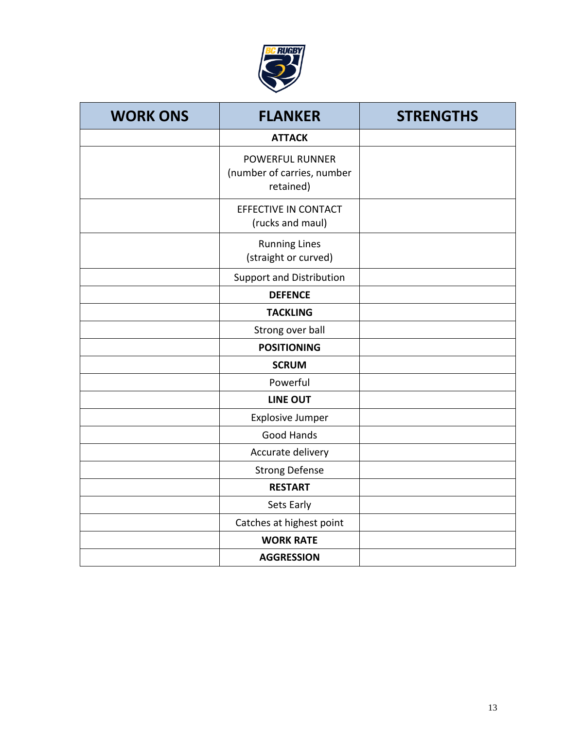| WORK ONS | FLANKER | STRENGTHS |
|---|---|---|
| | **ATTACK** | |
| | POWERFUL RUNNER (number of carries, number retained) | |
| | EFFECTIVE IN CONTACT (rucks and maul) | |
| | Running Lines (straight or curved) | |
| | Support and Distribution | |
| | **DEFENCE** | |
| | **TACKLING** | |
| | Strong over ball | |
| | **POSITIONING** | |
| | **SCRUM** | |
| | Powerful | |
| | **LINE OUT** | |
| | Explosive Jumper | |
| | Good Hands | |
| | Accurate delivery | |
| | Strong Defense | |
| | **RESTART** | |
| | Sets Early | |
| | Catches at highest point | |
| | **WORK RATE** | |
| | **AGGRESSION** | |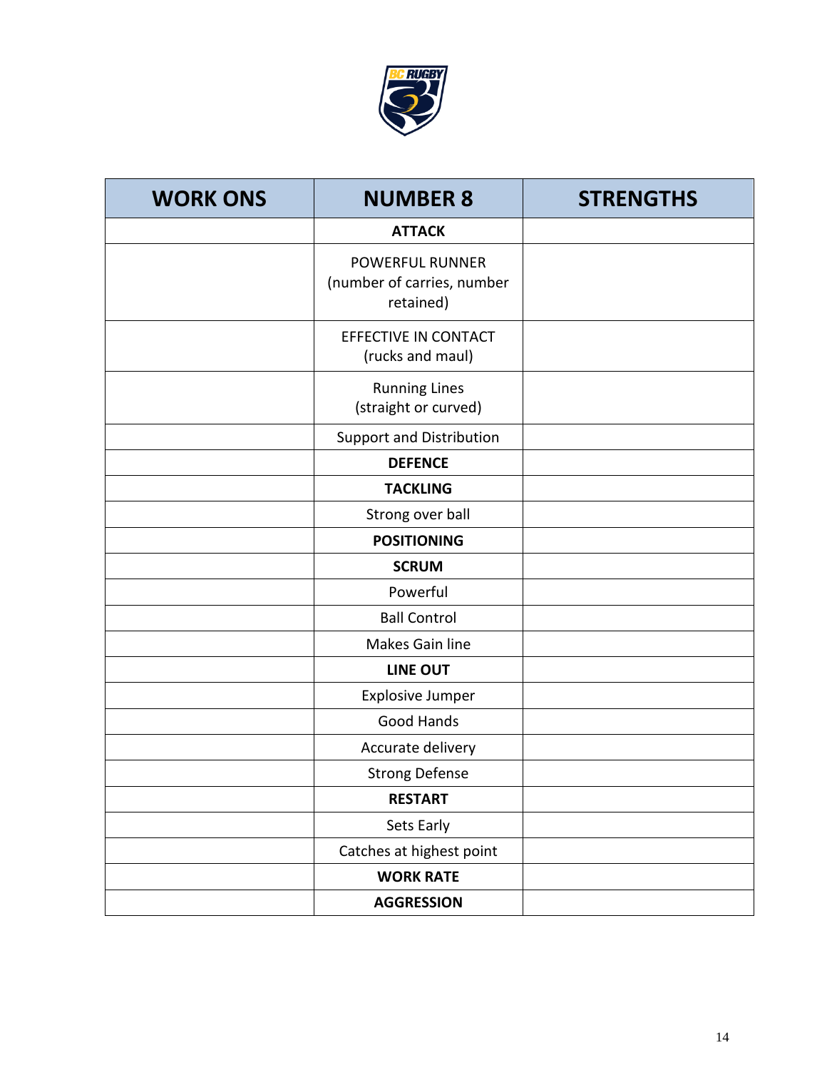| WORK ONS | NUMBER 8 | STRENGTHS |
|---|---|---|
| | **ATTACK** | |
| | POWERFUL RUNNER (number of carries, number retained) | |
| | EFFECTIVE IN CONTACT (rucks and maul) | |
| | Running Lines (straight or curved) | |
| | Support and Distribution | |
| | **DEFENCE** | |
| | **TACKLING** | |
| | Strong over ball | |
| | **POSITIONING** | |
| | **SCRUM** | |
| | Powerful | |
| | Ball Control | |
| | Makes Gain line | |
| | **LINE OUT** | |
| | Explosive Jumper | |
| | Good Hands | |
| | Accurate delivery | |
| | Strong Defense | |
| | **RESTART** | |
| | Sets Early | |
| | Catches at highest point | |
| | **WORK RATE** | |
| | **AGGRESSION** | |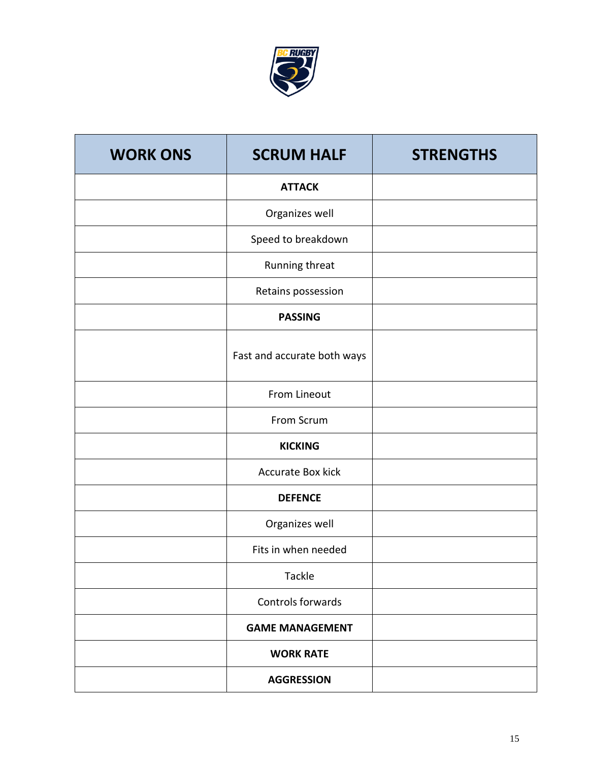| WORK ONS | SCRUM HALF | STRENGTHS |
| --- | --- | --- |
| | **ATTACK** | |
| | Organizes well | |
| | Speed to breakdown | |
| | Running threat | |
| | Retains possession | |
| | **PASSING** | |
| | Fast and accurate both ways | |
| | From Lineout | |
| | From Scrum | |
| | **KICKING** | |
| | Accurate Box kick | |
| | **DEFENCE** | |
| | Organizes well | |
| | Fits in when needed | |
| | Tackle | |
| | Controls forwards | |
| | **GAME MANAGEMENT** | |
| | **WORK RATE** | |
| | **AGGRESSION** | |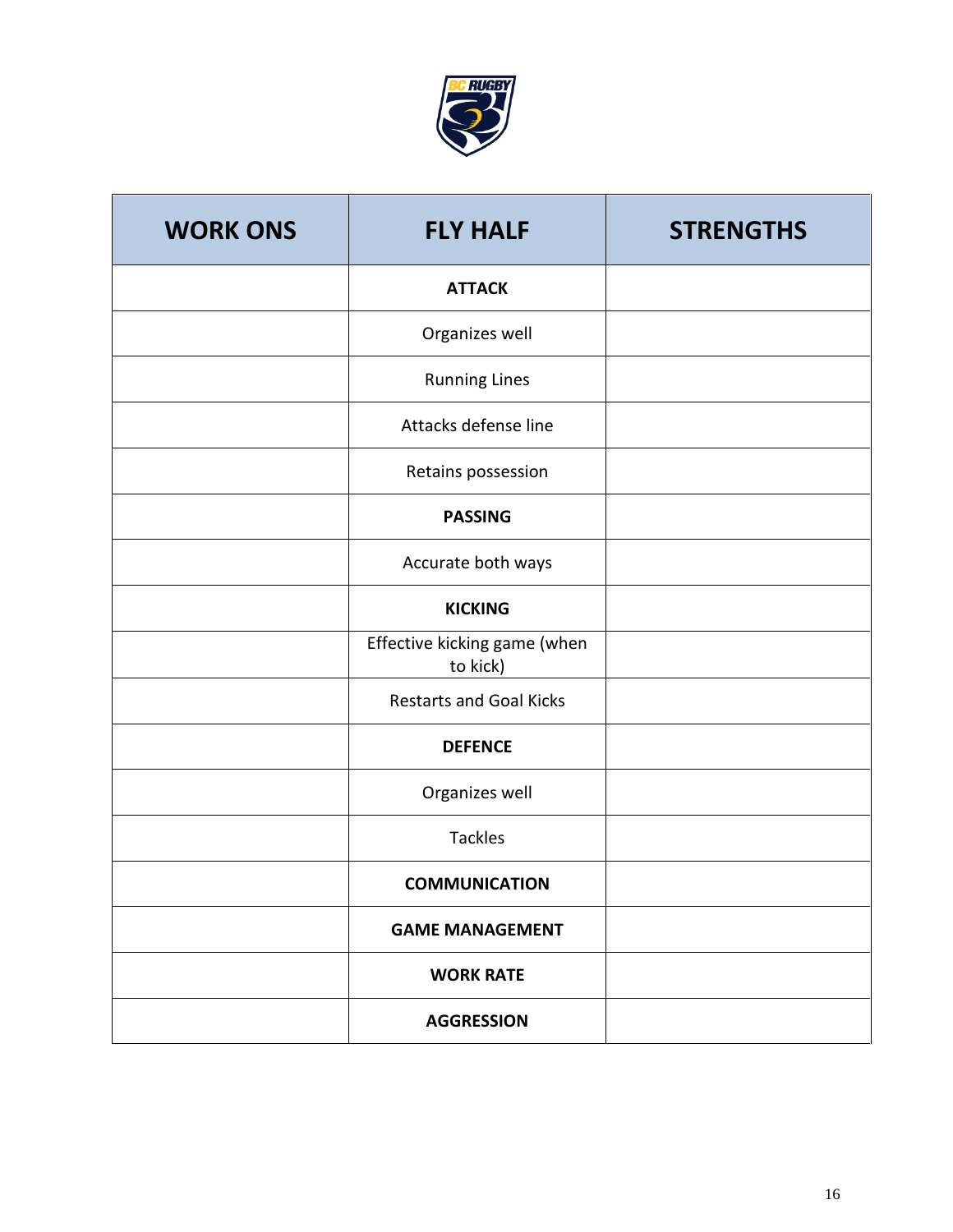| WORK ONS | FLY HALF | STRENGTHS |
|---|---|---|
| | **ATTACK** | |
| | Organizes well | |
| | Running Lines | |
| | Attacks defense line | |
| | Retains possession | |
| | **PASSING** | |
| | Accurate both ways | |
| | **KICKING** | |
| | Effective kicking game (when to kick) | |
| | Restarts and Goal Kicks | |
| | **DEFENCE** | |
| | Organizes well | |
| | Tackles | |
| | **COMMUNICATION** | |
| | **GAME MANAGEMENT** | |
| | **WORK RATE** | |
| | **AGGRESSION** | |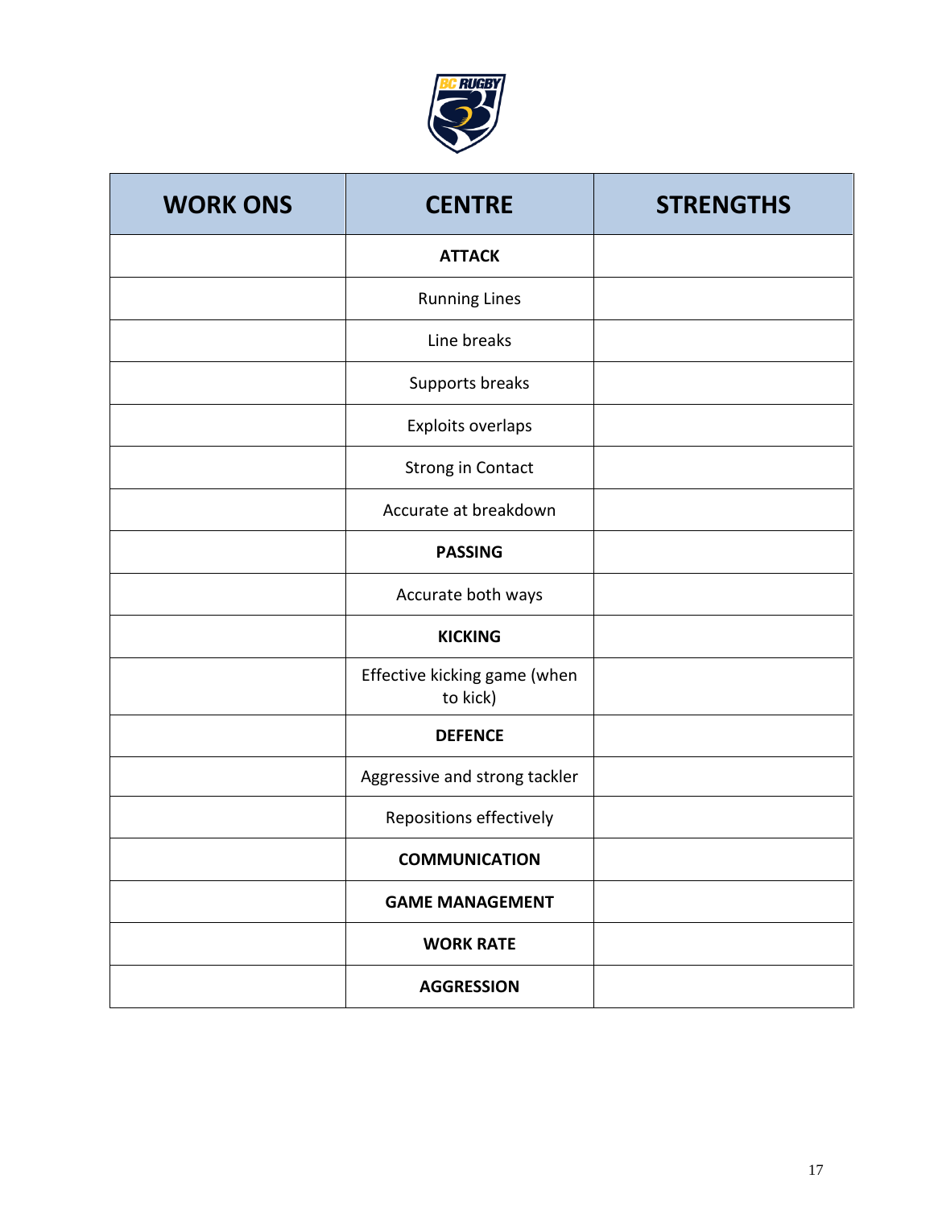| WORK ONS | CENTRE | STRENGTHS |
|---|---|---|
| | **ATTACK** | |
| | Running Lines | |
| | Line breaks | |
| | Supports breaks | |
| | Exploits overlaps | |
| | Strong in Contact | |
| | Accurate at breakdown | |
| | **PASSING** | |
| | Accurate both ways | |
| | **KICKING** | |
| | Effective kicking game (when to kick) | |
| | **DEFENCE** | |
| | Aggressive and strong tackler | |
| | Repositions effectively | |
| | **COMMUNICATION** | |
| | **GAME MANAGEMENT** | |
| | **WORK RATE** | |
| | **AGGRESSION** | |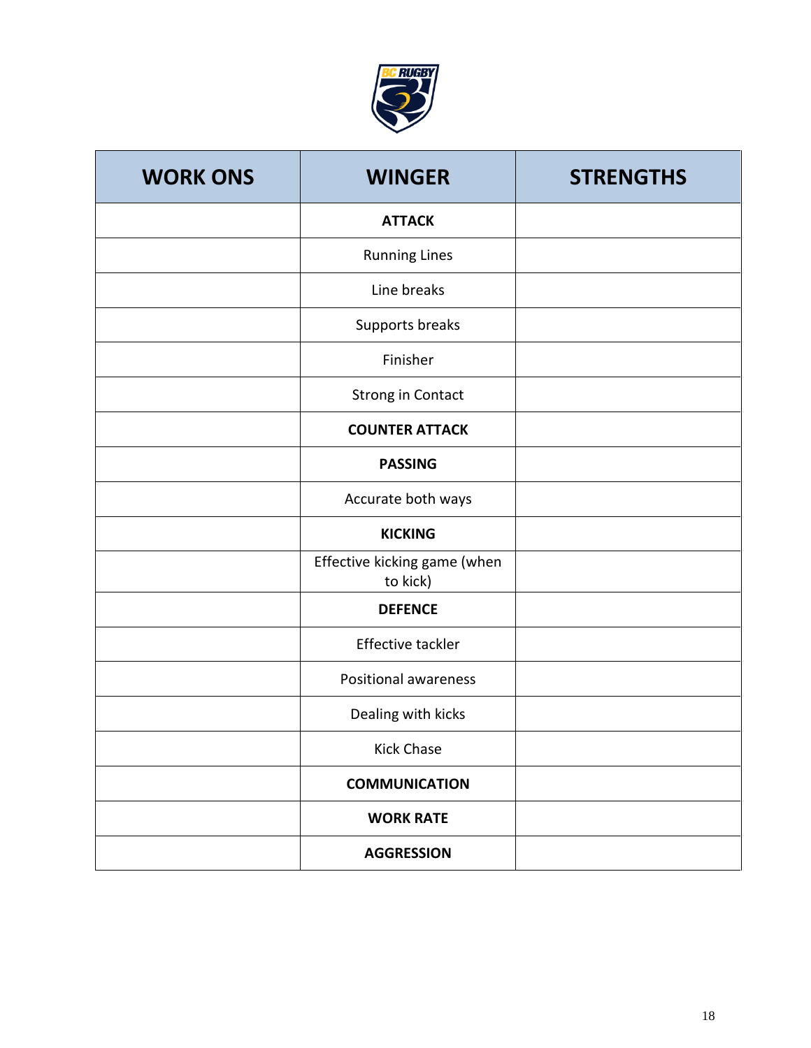| WORK ONS | WINGER | STRENGTHS |
| --- | --- | --- |
| | **ATTACK** | |
| | Running Lines | |
| | Line breaks | |
| | Supports breaks | |
| | Finisher | |
| | Strong in Contact | |
| | **COUNTER ATTACK** | |
| | **PASSING** | |
| | Accurate both ways | |
| | **KICKING** | |
| | Effective kicking game (when to kick) | |
| | **DEFENCE** | |
| | Effective tackler | |
| | Positional awareness | |
| | Dealing with kicks | |
| | Kick Chase | |
| | **COMMUNICATION** | |
| | **WORK RATE** | |
| | **AGGRESSION** | |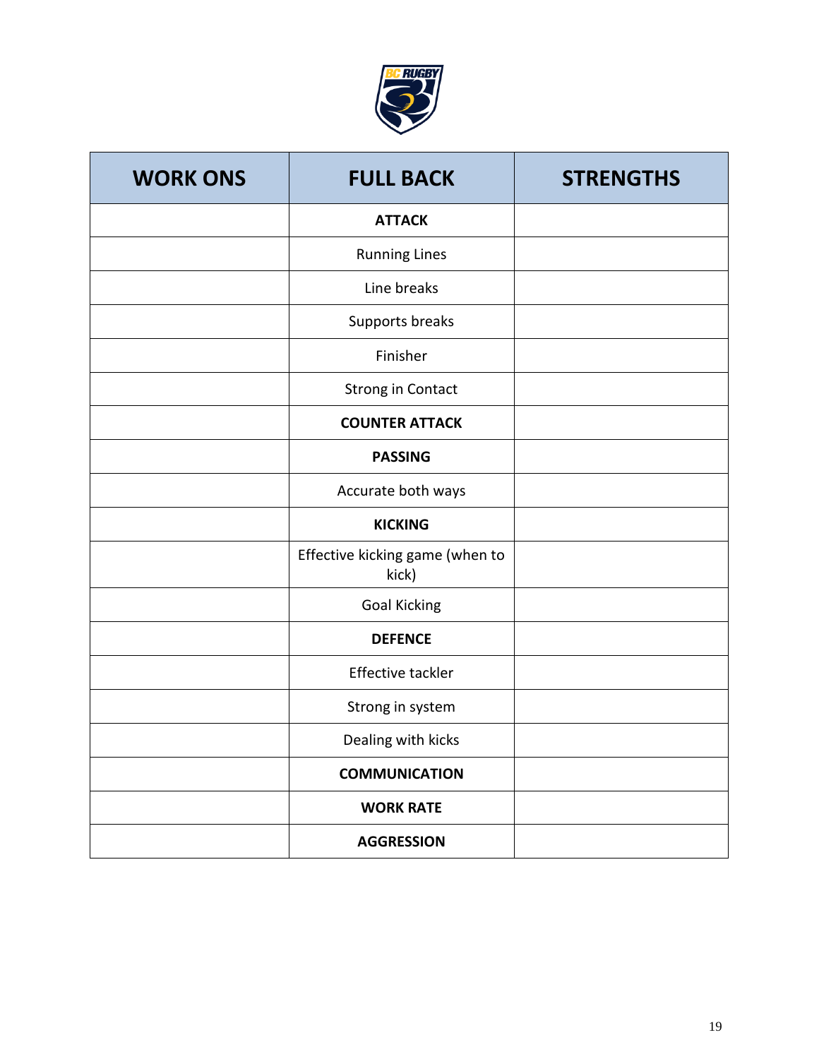| WORK ONS | FULL BACK | STRENGTHS |
|---|---|---|
| | **ATTACK** | |
| | Running Lines | |
| | Line breaks | |
| | Supports breaks | |
| | Finisher | |
| | Strong in Contact | |
| | **COUNTER ATTACK** | |
| | **PASSING** | |
| | Accurate both ways | |
| | **KICKING** | |
| | Effective kicking game (when to kick) | |
| | Goal Kicking | |
| | **DEFENCE** | |
| | Effective tackler | |
| | Strong in system | |
| | Dealing with kicks | |
| | **COMMUNICATION** | |
| | **WORK RATE** | |
| | **AGGRESSION** | |